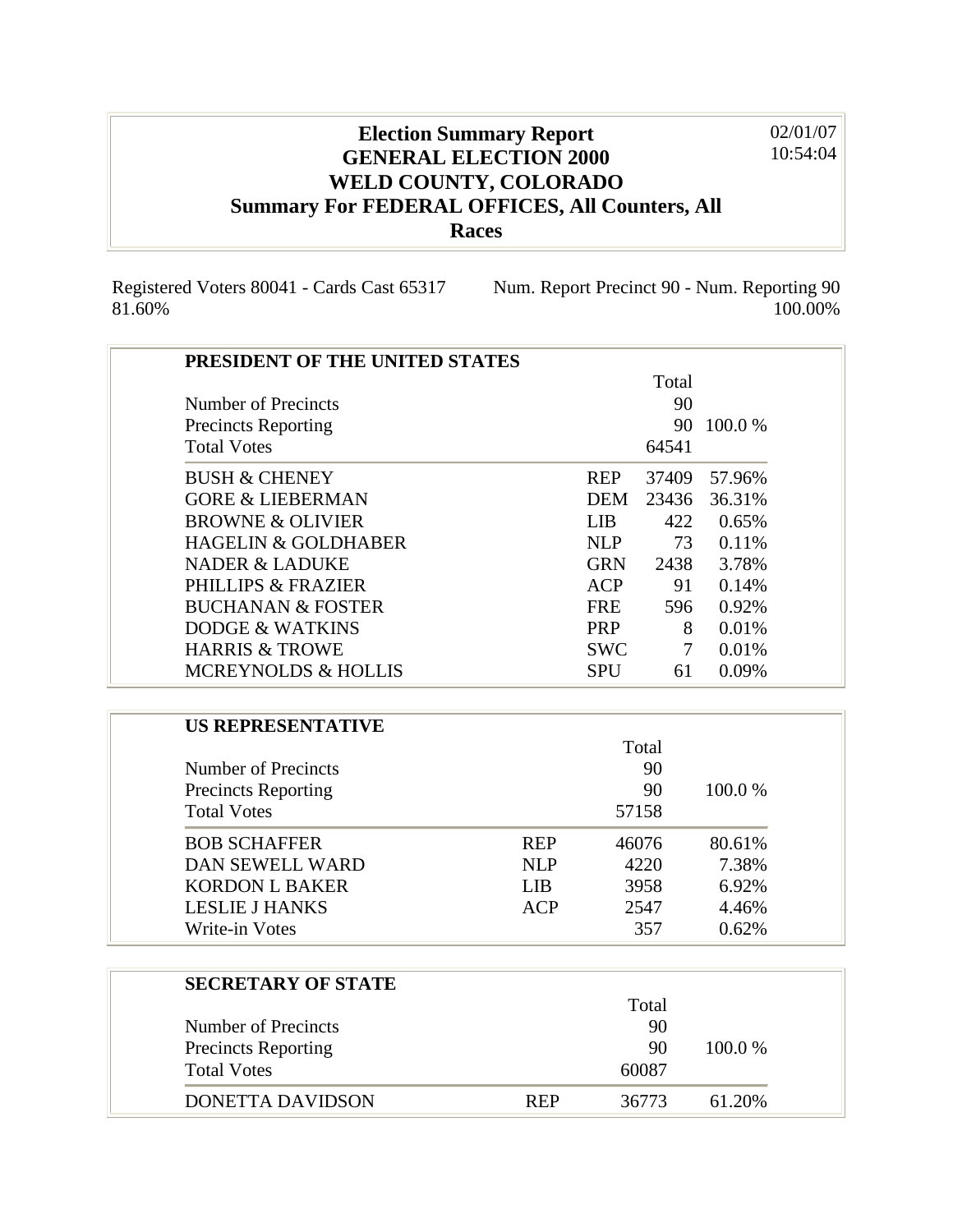# Election Summary Report
# GENERAL ELECTION 2000
# WELD COUNTY, COLORADO
## Summary For FEDERAL OFFICES, All Counters, All Races

02/01/07
10:54:04

Registered Voters 80041 - Cards Cast 65317 81.60%

Num. Report Precinct 90 - Num. Reporting 90 100.00%

### PRESIDENT OF THE UNITED STATES

| | | Total | |
|---|---|---|---|
| Number of Precincts | | 90 | |
| Precincts Reporting | | 90 | 100.0 % |
| Total Votes | | 64541 | |
| BUSH & CHENEY | REP | 37409 | 57.96% |
| GORE & LIEBERMAN | DEM | 23436 | 36.31% |
| BROWNE & OLIVIER | LIB | 422 | 0.65% |
| HAGELIN & GOLDHABER | NLP | 73 | 0.11% |
| NADER & LADUKE | GRN | 2438 | 3.78% |
| PHILLIPS & FRAZIER | ACP | 91 | 0.14% |
| BUCHANAN & FOSTER | FRE | 596 | 0.92% |
| DODGE & WATKINS | PRP | 8 | 0.01% |
| HARRIS & TROWE | SWC | 7 | 0.01% |
| MCREYNOLDS & HOLLIS | SPU | 61 | 0.09% |

### US REPRESENTATIVE

| | | Total | |
|---|---|---|---|
| Number of Precincts | | 90 | |
| Precincts Reporting | | 90 | 100.0 % |
| Total Votes | | 57158 | |
| BOB SCHAFFER | REP | 46076 | 80.61% |
| DAN SEWELL WARD | NLP | 4220 | 7.38% |
| KORDON L BAKER | LIB | 3958 | 6.92% |
| LESLIE J HANKS | ACP | 2547 | 4.46% |
| Write-in Votes | | 357 | 0.62% |

### SECRETARY OF STATE

| | | Total | |
|---|---|---|---|
| Number of Precincts | | 90 | |
| Precincts Reporting | | 90 | 100.0 % |
| Total Votes | | 60087 | |
| DONETTA DAVIDSON | REP | 36773 | 61.20% |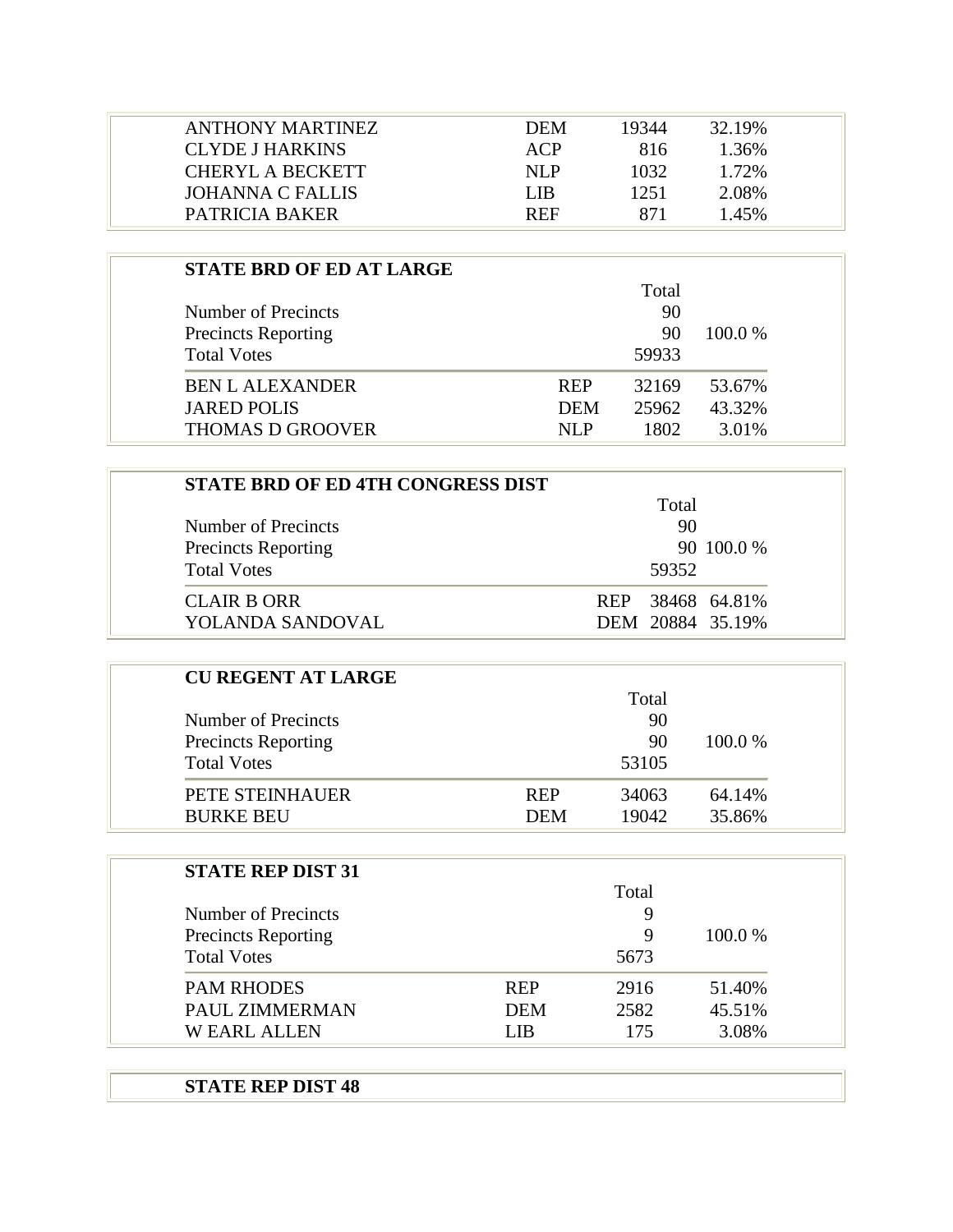| | | | |
|---|---|---|---|
| ANTHONY MARTINEZ | DEM | 19344 | 32.19% |
| CLYDE J HARKINS | ACP | 816 | 1.36% |
| CHERYL A BECKETT | NLP | 1032 | 1.72% |
| JOHANNA C FALLIS | LIB | 1251 | 2.08% |
| PATRICIA BAKER | REF | 871 | 1.45% |

### STATE BRD OF ED AT LARGE

| | | Total | |
|---|---|---|---|
| Number of Precincts | | 90 | |
| Precincts Reporting | | 90 | 100.0 % |
| Total Votes | | 59933 | |
| BEN L ALEXANDER | REP | 32169 | 53.67% |
| JARED POLIS | DEM | 25962 | 43.32% |
| THOMAS D GROOVER | NLP | 1802 | 3.01% |

### STATE BRD OF ED 4TH CONGRESS DIST

| | | Total | |
|---|---|---|---|
| Number of Precincts | | 90 | |
| Precincts Reporting | | 90 | 100.0 % |
| Total Votes | | 59352 | |
| CLAIR B ORR | REP | 38468 | 64.81% |
| YOLANDA SANDOVAL | DEM | 20884 | 35.19% |

### CU REGENT AT LARGE

| | | Total | |
|---|---|---|---|
| Number of Precincts | | 90 | |
| Precincts Reporting | | 90 | 100.0 % |
| Total Votes | | 53105 | |
| PETE STEINHAUER | REP | 34063 | 64.14% |
| BURKE BEU | DEM | 19042 | 35.86% |

### STATE REP DIST 31

| | | Total | |
|---|---|---|---|
| Number of Precincts | | 9 | |
| Precincts Reporting | | 9 | 100.0 % |
| Total Votes | | 5673 | |
| PAM RHODES | REP | 2916 | 51.40% |
| PAUL ZIMMERMAN | DEM | 2582 | 45.51% |
| W EARL ALLEN | LIB | 175 | 3.08% |

### STATE REP DIST 48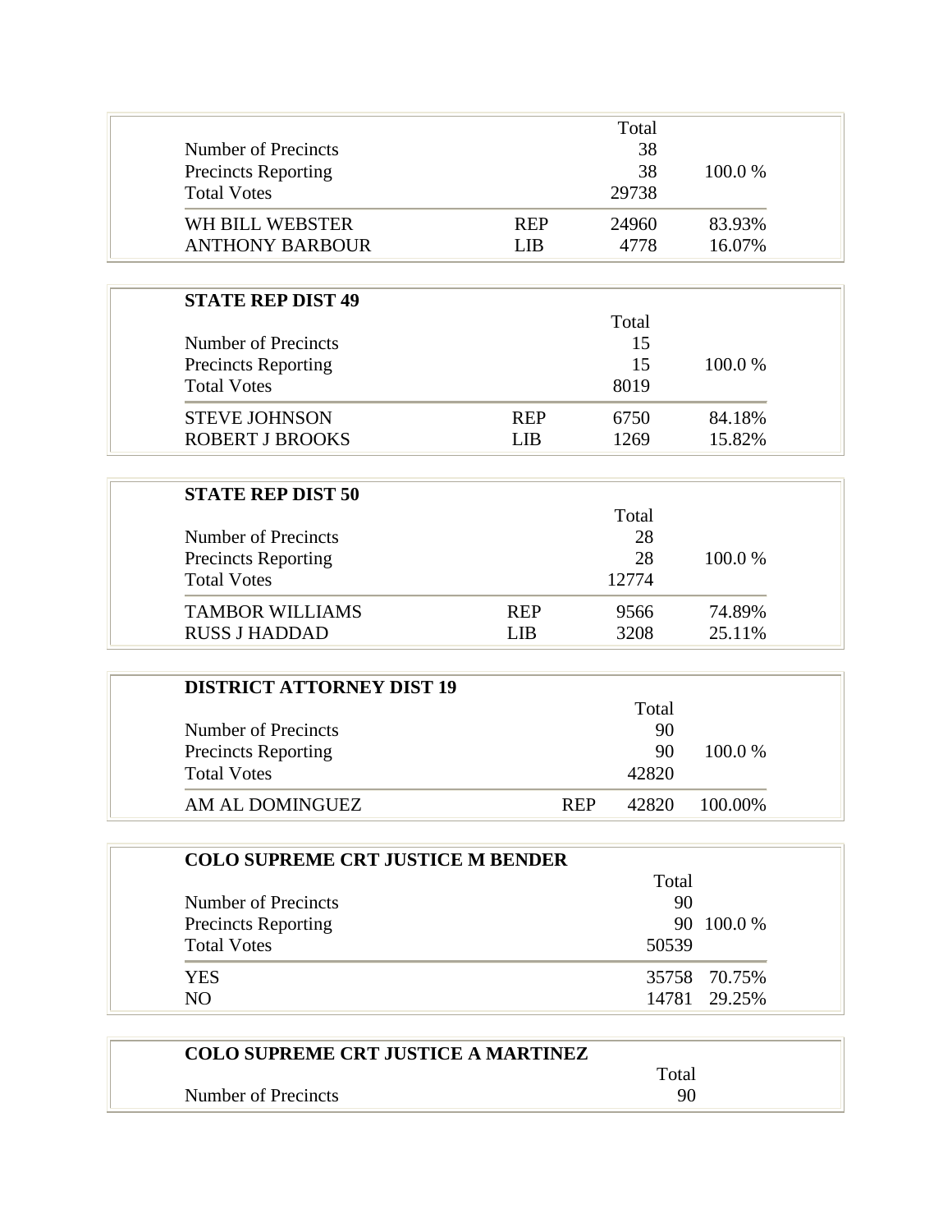| | | Total | |
|---|---|---|---|
| Number of Precincts | | 38 | |
| Precincts Reporting | | 38 | 100.0 % |
| Total Votes | | 29738 | |
| WH BILL WEBSTER | REP | 24960 | 83.93% |
| ANTHONY BARBOUR | LIB | 4778 | 16.07% |

**STATE REP DIST 49**

| | | Total | |
|---|---|---|---|
| Number of Precincts | | 15 | |
| Precincts Reporting | | 15 | 100.0 % |
| Total Votes | | 8019 | |
| STEVE JOHNSON | REP | 6750 | 84.18% |
| ROBERT J BROOKS | LIB | 1269 | 15.82% |

**STATE REP DIST 50**

| | | Total | |
|---|---|---|---|
| Number of Precincts | | 28 | |
| Precincts Reporting | | 28 | 100.0 % |
| Total Votes | | 12774 | |
| TAMBOR WILLIAMS | REP | 9566 | 74.89% |
| RUSS J HADDAD | LIB | 3208 | 25.11% |

**DISTRICT ATTORNEY DIST 19**

| | | Total | |
|---|---|---|---|
| Number of Precincts | | 90 | |
| Precincts Reporting | | 90 | 100.0 % |
| Total Votes | | 42820 | |
| AM AL DOMINGUEZ | REP | 42820 | 100.00% |

**COLO SUPREME CRT JUSTICE M BENDER**

| | Total | |
|---|---|---|
| Number of Precincts | 90 | |
| Precincts Reporting | 90 | 100.0 % |
| Total Votes | 50539 | |
| YES | 35758 | 70.75% |
| NO | 14781 | 29.25% |

**COLO SUPREME CRT JUSTICE A MARTINEZ**

| | Total |
|---|---|
| Number of Precincts | 90 |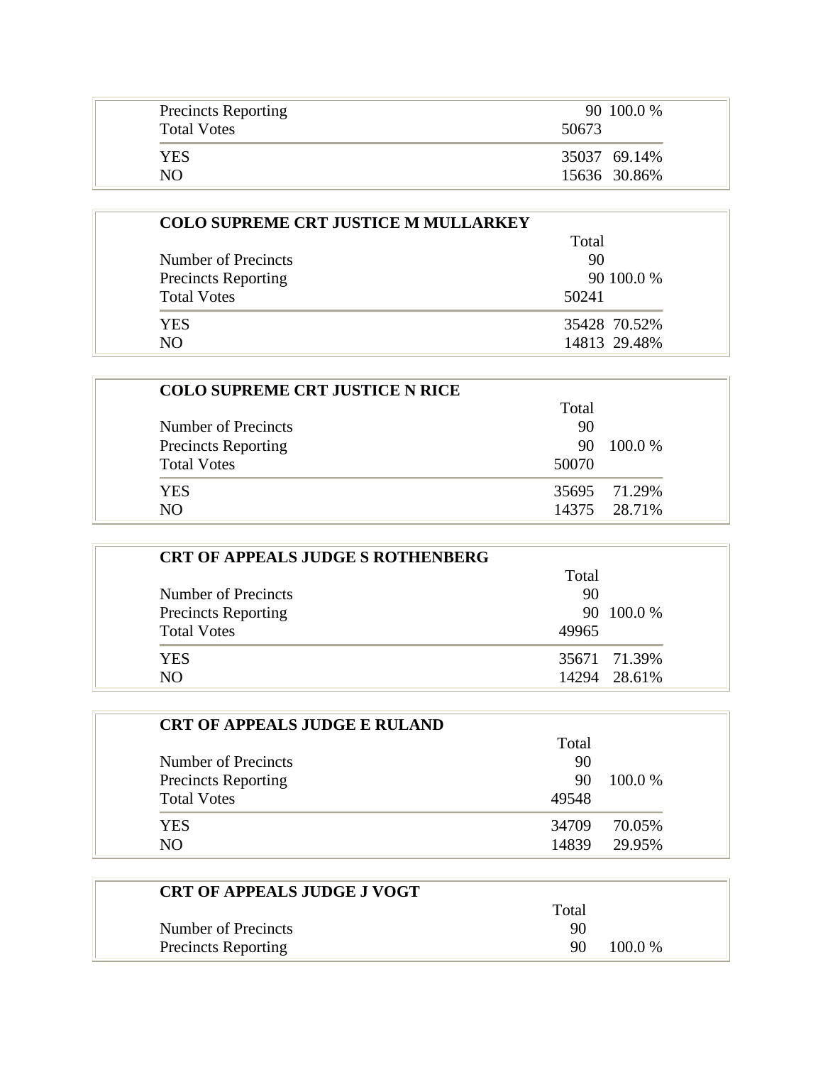| | | |
|---|---|---|
| Precincts Reporting | 90 | 100.0 % |
| Total Votes | 50673 | |
| YES | 35037 | 69.14% |
| NO | 15636 | 30.86% |

**COLO SUPREME CRT JUSTICE M MULLARKEY**

| | Total | |
|---|---|---|
| Number of Precincts | 90 | |
| Precincts Reporting | 90 | 100.0 % |
| Total Votes | 50241 | |
| YES | 35428 | 70.52% |
| NO | 14813 | 29.48% |

**COLO SUPREME CRT JUSTICE N RICE**

| | Total | |
|---|---|---|
| Number of Precincts | 90 | |
| Precincts Reporting | 90 | 100.0 % |
| Total Votes | 50070 | |
| YES | 35695 | 71.29% |
| NO | 14375 | 28.71% |

**CRT OF APPEALS JUDGE S ROTHENBERG**

| | Total | |
|---|---|---|
| Number of Precincts | 90 | |
| Precincts Reporting | 90 | 100.0 % |
| Total Votes | 49965 | |
| YES | 35671 | 71.39% |
| NO | 14294 | 28.61% |

**CRT OF APPEALS JUDGE E RULAND**

| | Total | |
|---|---|---|
| Number of Precincts | 90 | |
| Precincts Reporting | 90 | 100.0 % |
| Total Votes | 49548 | |
| YES | 34709 | 70.05% |
| NO | 14839 | 29.95% |

**CRT OF APPEALS JUDGE J VOGT**

| | Total | |
|---|---|---|
| Number of Precincts | 90 | |
| Precincts Reporting | 90 | 100.0 % |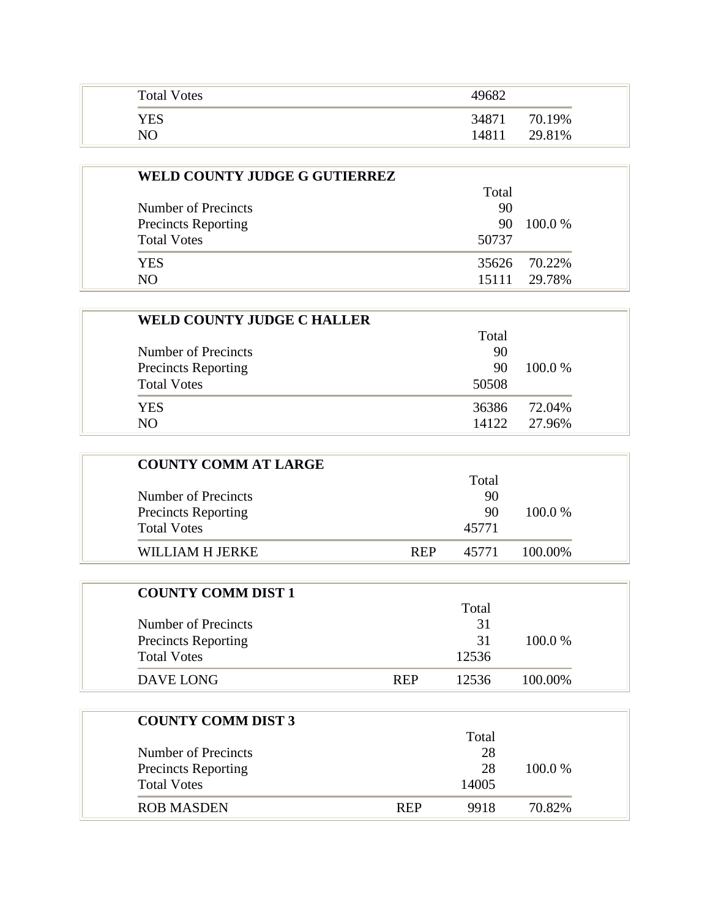| | | | |
|---|---|---|---|
| Total Votes | | 49682 | |
| YES | | 34871 | 70.19% |
| NO | | 14811 | 29.81% |

**WELD COUNTY JUDGE G GUTIERREZ**

| | | Total | |
|---|---|---|---|
| Number of Precincts | | 90 | |
| Precincts Reporting | | 90 | 100.0 % |
| Total Votes | | 50737 | |
| YES | | 35626 | 70.22% |
| NO | | 15111 | 29.78% |

**WELD COUNTY JUDGE C HALLER**

| | | Total | |
|---|---|---|---|
| Number of Precincts | | 90 | |
| Precincts Reporting | | 90 | 100.0 % |
| Total Votes | | 50508 | |
| YES | | 36386 | 72.04% |
| NO | | 14122 | 27.96% |

**COUNTY COMM AT LARGE**

| | | Total | |
|---|---|---|---|
| Number of Precincts | | 90 | |
| Precincts Reporting | | 90 | 100.0 % |
| Total Votes | | 45771 | |
| WILLIAM H JERKE | REP | 45771 | 100.00% |

**COUNTY COMM DIST 1**

| | | Total | |
|---|---|---|---|
| Number of Precincts | | 31 | |
| Precincts Reporting | | 31 | 100.0 % |
| Total Votes | | 12536 | |
| DAVE LONG | REP | 12536 | 100.00% |

**COUNTY COMM DIST 3**

| | | Total | |
|---|---|---|---|
| Number of Precincts | | 28 | |
| Precincts Reporting | | 28 | 100.0 % |
| Total Votes | | 14005 | |
| ROB MASDEN | REP | 9918 | 70.82% |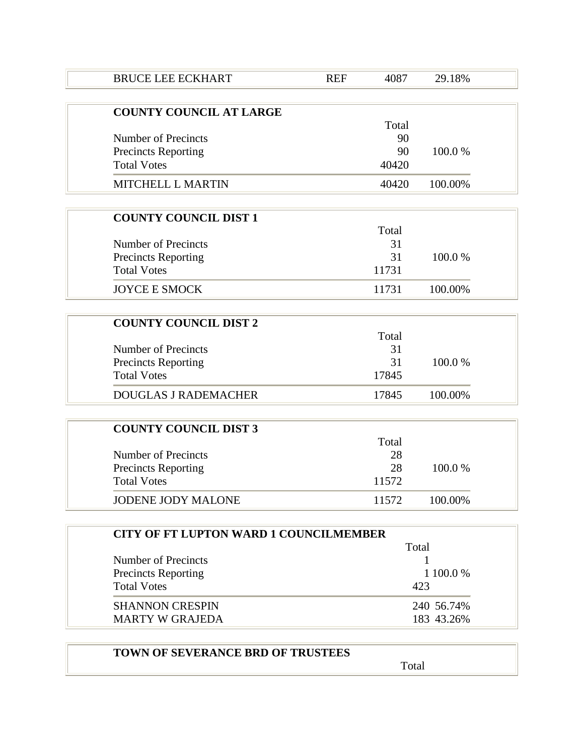| BRUCE LEE ECKHART | REF | 4087 | 29.18% |
|---|---|---|---|

**COUNTY COUNCIL AT LARGE**

| | Total | |
|---|---|---|
| Number of Precincts | 90 | |
| Precincts Reporting | 90 | 100.0 % |
| Total Votes | 40420 | |
| MITCHELL L MARTIN | 40420 | 100.00% |

**COUNTY COUNCIL DIST 1**

| | Total | |
|---|---|---|
| Number of Precincts | 31 | |
| Precincts Reporting | 31 | 100.0 % |
| Total Votes | 11731 | |
| JOYCE E SMOCK | 11731 | 100.00% |

**COUNTY COUNCIL DIST 2**

| | Total | |
|---|---|---|
| Number of Precincts | 31 | |
| Precincts Reporting | 31 | 100.0 % |
| Total Votes | 17845 | |
| DOUGLAS J RADEMACHER | 17845 | 100.00% |

**COUNTY COUNCIL DIST 3**

| | Total | |
|---|---|---|
| Number of Precincts | 28 | |
| Precincts Reporting | 28 | 100.0 % |
| Total Votes | 11572 | |
| JODENE JODY MALONE | 11572 | 100.00% |

**CITY OF FT LUPTON WARD 1 COUNCILMEMBER**

| | Total | |
|---|---|---|
| Number of Precincts | 1 | |
| Precincts Reporting | 1 | 100.0 % |
| Total Votes | 423 | |
| SHANNON CRESPIN | 240 | 56.74% |
| MARTY W GRAJEDA | 183 | 43.26% |

**TOWN OF SEVERANCE BRD OF TRUSTEES**

| | Total |
|---|---|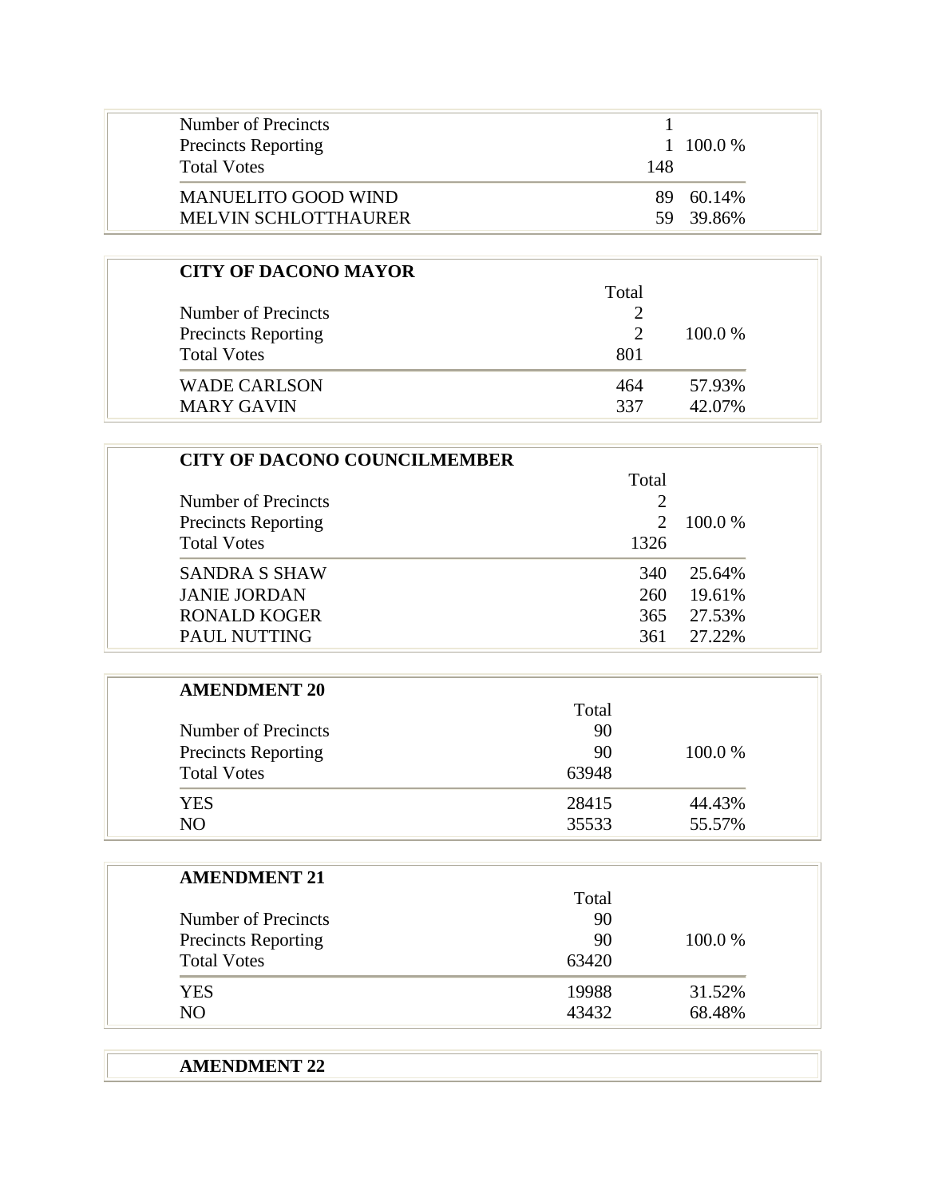| | | |
|---|---|---|
| Number of Precincts | 1 | |
| Precincts Reporting | 1 | 100.0 % |
| Total Votes | 148 | |
| MANUELITO GOOD WIND | 89 | 60.14% |
| MELVIN SCHLOTTHAURER | 59 | 39.86% |

**CITY OF DACONO MAYOR**

| | Total | |
|---|---|---|
| Number of Precincts | 2 | |
| Precincts Reporting | 2 | 100.0 % |
| Total Votes | 801 | |
| WADE CARLSON | 464 | 57.93% |
| MARY GAVIN | 337 | 42.07% |

**CITY OF DACONO COUNCILMEMBER**

| | Total | |
|---|---|---|
| Number of Precincts | 2 | |
| Precincts Reporting | 2 | 100.0 % |
| Total Votes | 1326 | |
| SANDRA S SHAW | 340 | 25.64% |
| JANIE JORDAN | 260 | 19.61% |
| RONALD KOGER | 365 | 27.53% |
| PAUL NUTTING | 361 | 27.22% |

**AMENDMENT 20**

| | Total | |
|---|---|---|
| Number of Precincts | 90 | |
| Precincts Reporting | 90 | 100.0 % |
| Total Votes | 63948 | |
| YES | 28415 | 44.43% |
| NO | 35533 | 55.57% |

**AMENDMENT 21**

| | Total | |
|---|---|---|
| Number of Precincts | 90 | |
| Precincts Reporting | 90 | 100.0 % |
| Total Votes | 63420 | |
| YES | 19988 | 31.52% |
| NO | 43432 | 68.48% |

**AMENDMENT 22**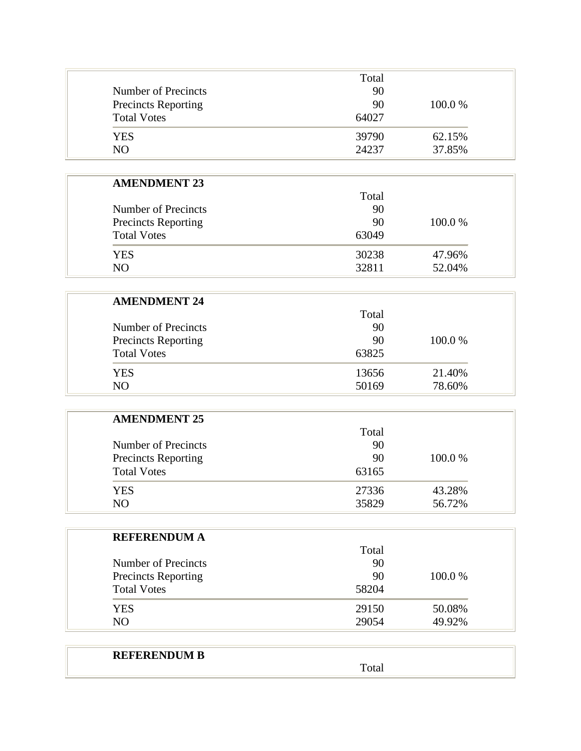| | Total | |
|---|---|---|
| Number of Precincts | 90 | |
| Precincts Reporting | 90 | 100.0 % |
| Total Votes | 64027 | |
| YES | 39790 | 62.15% |
| NO | 24237 | 37.85% |

**AMENDMENT 23**

| | Total | |
|---|---|---|
| Number of Precincts | 90 | |
| Precincts Reporting | 90 | 100.0 % |
| Total Votes | 63049 | |
| YES | 30238 | 47.96% |
| NO | 32811 | 52.04% |

**AMENDMENT 24**

| | Total | |
|---|---|---|
| Number of Precincts | 90 | |
| Precincts Reporting | 90 | 100.0 % |
| Total Votes | 63825 | |
| YES | 13656 | 21.40% |
| NO | 50169 | 78.60% |

**AMENDMENT 25**

| | Total | |
|---|---|---|
| Number of Precincts | 90 | |
| Precincts Reporting | 90 | 100.0 % |
| Total Votes | 63165 | |
| YES | 27336 | 43.28% |
| NO | 35829 | 56.72% |

**REFERENDUM A**

| | Total | |
|---|---|---|
| Number of Precincts | 90 | |
| Precincts Reporting | 90 | 100.0 % |
| Total Votes | 58204 | |
| YES | 29150 | 50.08% |
| NO | 29054 | 49.92% |

**REFERENDUM B**

| | Total | |
|---|---|---|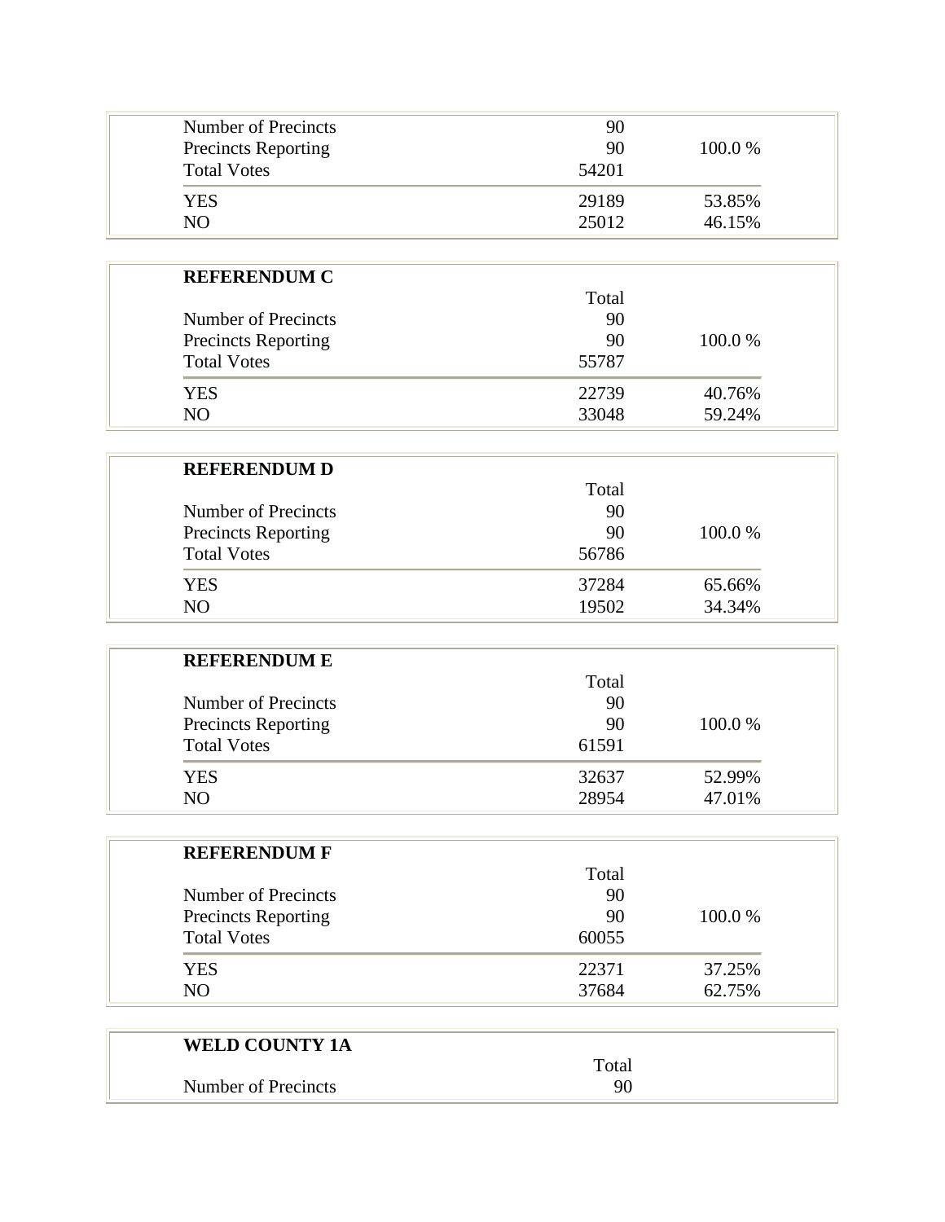| | | |
|---|---|---|
| Number of Precincts | 90 | |
| Precincts Reporting | 90 | 100.0 % |
| Total Votes | 54201 | |
| YES | 29189 | 53.85% |
| NO | 25012 | 46.15% |

**REFERENDUM C**

| | Total | |
|---|---|---|
| Number of Precincts | 90 | |
| Precincts Reporting | 90 | 100.0 % |
| Total Votes | 55787 | |
| YES | 22739 | 40.76% |
| NO | 33048 | 59.24% |

**REFERENDUM D**

| | Total | |
|---|---|---|
| Number of Precincts | 90 | |
| Precincts Reporting | 90 | 100.0 % |
| Total Votes | 56786 | |
| YES | 37284 | 65.66% |
| NO | 19502 | 34.34% |

**REFERENDUM E**

| | Total | |
|---|---|---|
| Number of Precincts | 90 | |
| Precincts Reporting | 90 | 100.0 % |
| Total Votes | 61591 | |
| YES | 32637 | 52.99% |
| NO | 28954 | 47.01% |

**REFERENDUM F**

| | Total | |
|---|---|---|
| Number of Precincts | 90 | |
| Precincts Reporting | 90 | 100.0 % |
| Total Votes | 60055 | |
| YES | 22371 | 37.25% |
| NO | 37684 | 62.75% |

**WELD COUNTY 1A**

| | Total |
|---|---|
| Number of Precincts | 90 |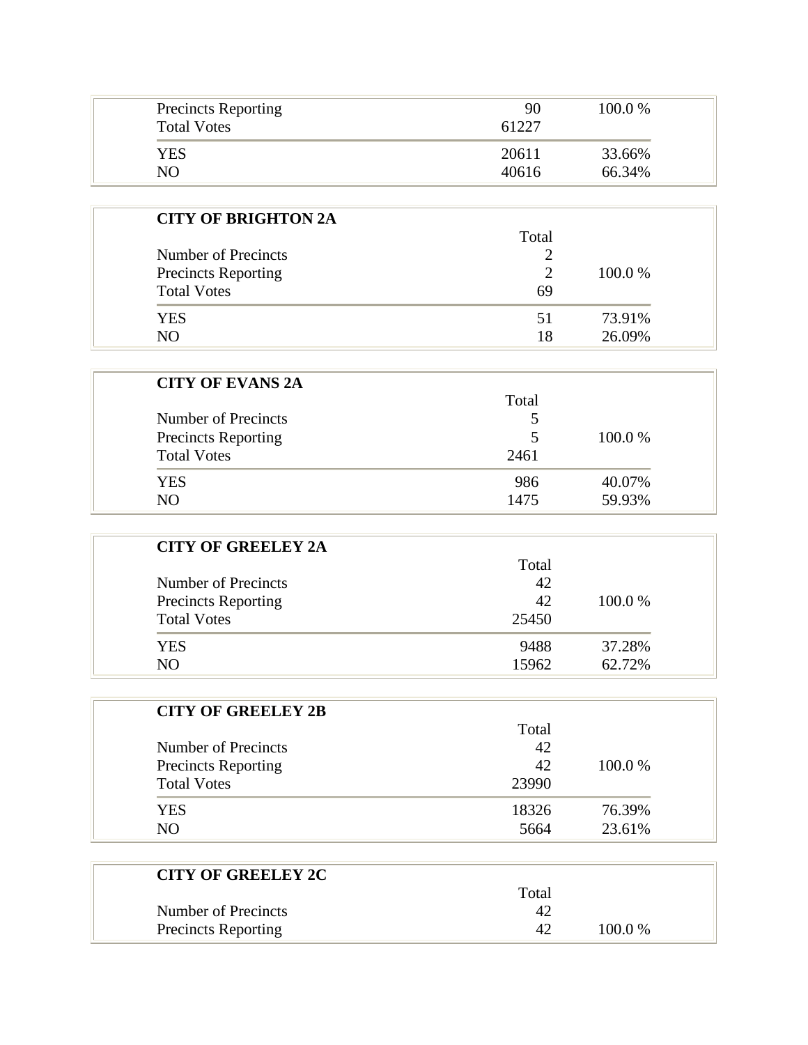| | | |
|---|---|---|
| Precincts Reporting | 90 | 100.0 % |
| Total Votes | 61227 | |
| YES | 20611 | 33.66% |
| NO | 40616 | 66.34% |

**CITY OF BRIGHTON 2A**

| | Total | |
|---|---|---|
| Number of Precincts | 2 | |
| Precincts Reporting | 2 | 100.0 % |
| Total Votes | 69 | |
| YES | 51 | 73.91% |
| NO | 18 | 26.09% |

**CITY OF EVANS 2A**

| | Total | |
|---|---|---|
| Number of Precincts | 5 | |
| Precincts Reporting | 5 | 100.0 % |
| Total Votes | 2461 | |
| YES | 986 | 40.07% |
| NO | 1475 | 59.93% |

**CITY OF GREELEY 2A**

| | Total | |
|---|---|---|
| Number of Precincts | 42 | |
| Precincts Reporting | 42 | 100.0 % |
| Total Votes | 25450 | |
| YES | 9488 | 37.28% |
| NO | 15962 | 62.72% |

**CITY OF GREELEY 2B**

| | Total | |
|---|---|---|
| Number of Precincts | 42 | |
| Precincts Reporting | 42 | 100.0 % |
| Total Votes | 23990 | |
| YES | 18326 | 76.39% |
| NO | 5664 | 23.61% |

**CITY OF GREELEY 2C**

| | Total | |
|---|---|---|
| Number of Precincts | 42 | |
| Precincts Reporting | 42 | 100.0 % |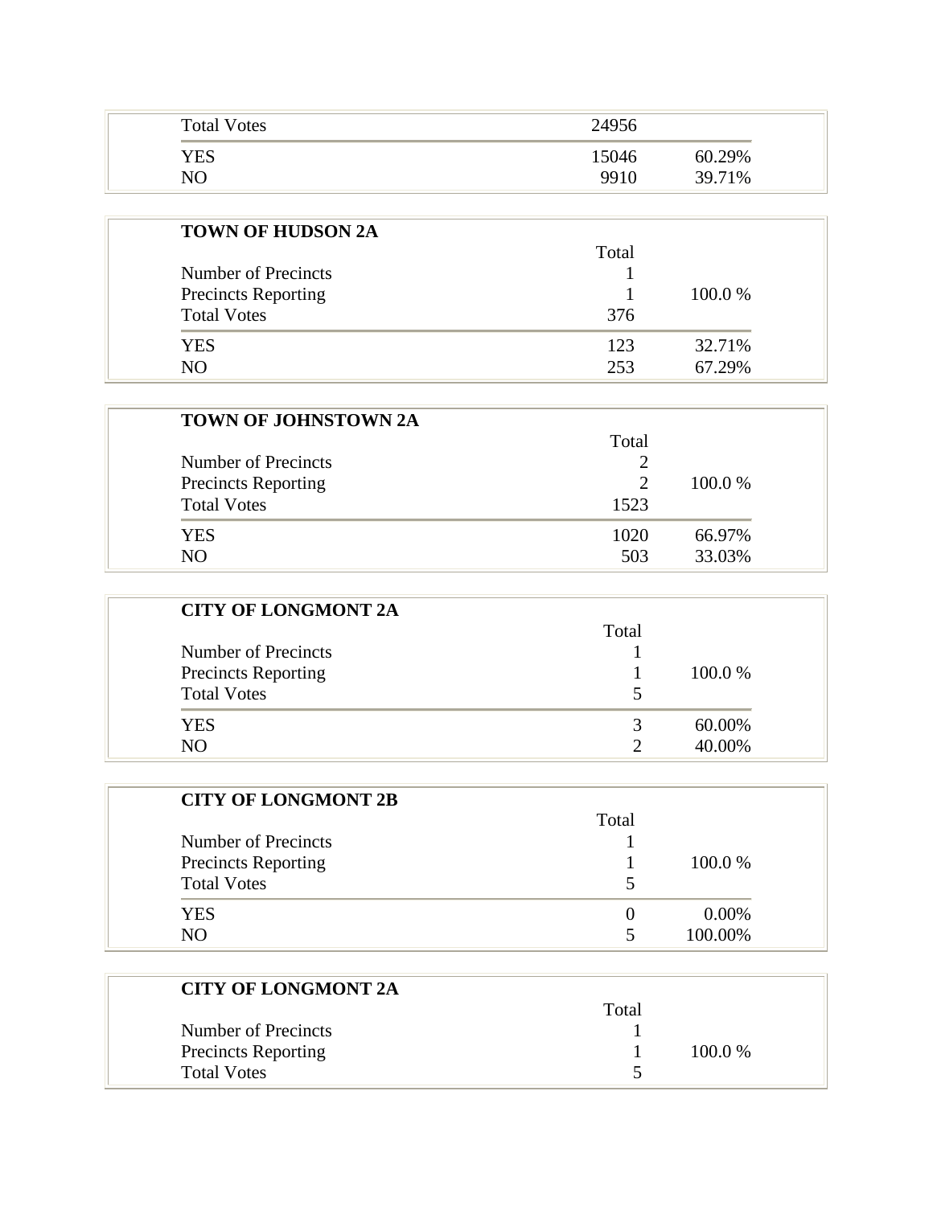| Total Votes | 24956 | |
|---|---|---|
| YES | 15046 | 60.29% |
| NO | 9910 | 39.71% |

**TOWN OF HUDSON 2A**

| | Total | |
|---|---|---|
| Number of Precincts | 1 | |
| Precincts Reporting | 1 | 100.0 % |
| Total Votes | 376 | |
| YES | 123 | 32.71% |
| NO | 253 | 67.29% |

**TOWN OF JOHNSTOWN 2A**

| | Total | |
|---|---|---|
| Number of Precincts | 2 | |
| Precincts Reporting | 2 | 100.0 % |
| Total Votes | 1523 | |
| YES | 1020 | 66.97% |
| NO | 503 | 33.03% |

**CITY OF LONGMONT 2A**

| | Total | |
|---|---|---|
| Number of Precincts | 1 | |
| Precincts Reporting | 1 | 100.0 % |
| Total Votes | 5 | |
| YES | 3 | 60.00% |
| NO | 2 | 40.00% |

**CITY OF LONGMONT 2B**

| | Total | |
|---|---|---|
| Number of Precincts | 1 | |
| Precincts Reporting | 1 | 100.0 % |
| Total Votes | 5 | |
| YES | 0 | 0.00% |
| NO | 5 | 100.00% |

**CITY OF LONGMONT 2A**

| | Total | |
|---|---|---|
| Number of Precincts | 1 | |
| Precincts Reporting | 1 | 100.0 % |
| Total Votes | 5 | |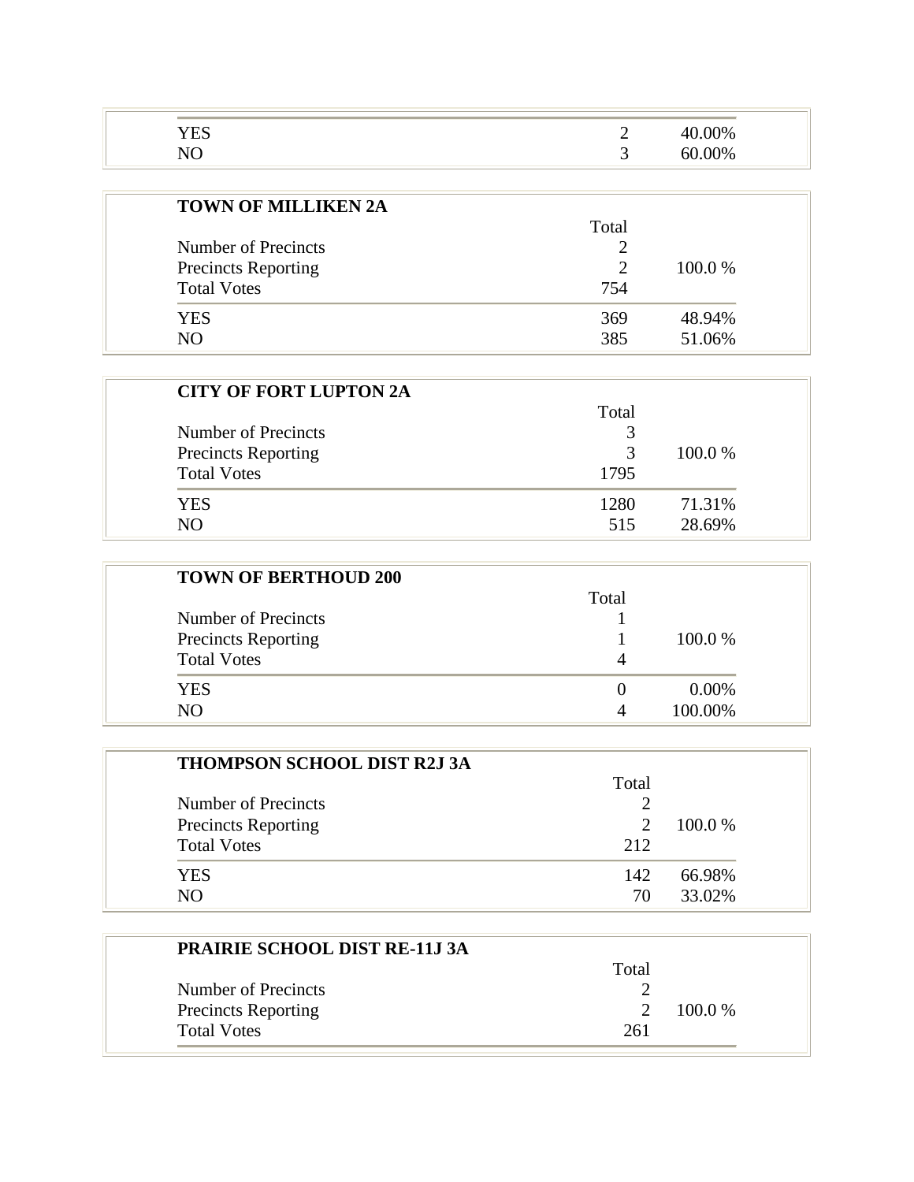| | | |
|---|---|---|
| YES | 2 | 40.00% |
| NO | 3 | 60.00% |

**TOWN OF MILLIKEN 2A**

| | Total | |
|---|---|---|
| Number of Precincts | 2 | |
| Precincts Reporting | 2 | 100.0 % |
| Total Votes | 754 | |
| YES | 369 | 48.94% |
| NO | 385 | 51.06% |

**CITY OF FORT LUPTON 2A**

| | Total | |
|---|---|---|
| Number of Precincts | 3 | |
| Precincts Reporting | 3 | 100.0 % |
| Total Votes | 1795 | |
| YES | 1280 | 71.31% |
| NO | 515 | 28.69% |

**TOWN OF BERTHOUD 200**

| | Total | |
|---|---|---|
| Number of Precincts | 1 | |
| Precincts Reporting | 1 | 100.0 % |
| Total Votes | 4 | |
| YES | 0 | 0.00% |
| NO | 4 | 100.00% |

**THOMPSON SCHOOL DIST R2J 3A**

| | Total | |
|---|---|---|
| Number of Precincts | 2 | |
| Precincts Reporting | 2 | 100.0 % |
| Total Votes | 212 | |
| YES | 142 | 66.98% |
| NO | 70 | 33.02% |

**PRAIRIE SCHOOL DIST RE-11J 3A**

| | Total | |
|---|---|---|
| Number of Precincts | 2 | |
| Precincts Reporting | 2 | 100.0 % |
| Total Votes | 261 | |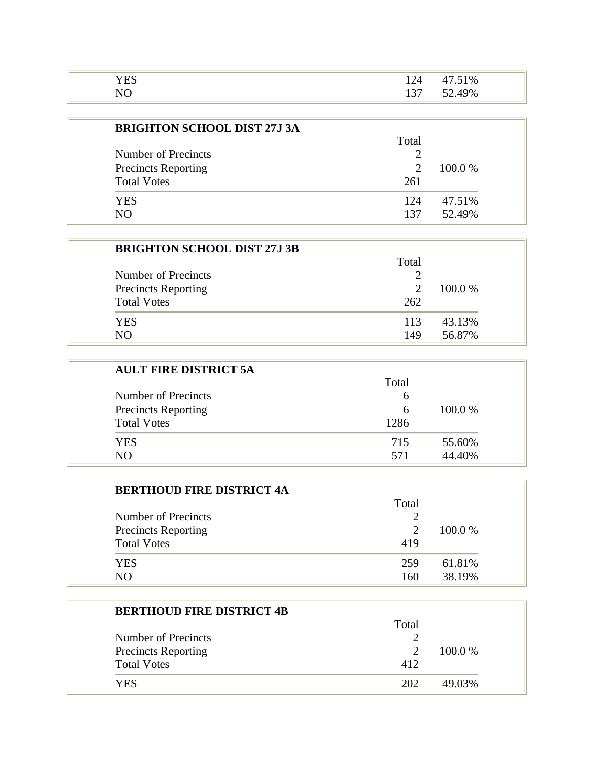| | | |
|---|---|---|
| YES | 124 | 47.51% |
| NO | 137 | 52.49% |

**BRIGHTON SCHOOL DIST 27J 3A**

| | Total | |
|---|---|---|
| Number of Precincts | 2 | |
| Precincts Reporting | 2 | 100.0 % |
| Total Votes | 261 | |
| YES | 124 | 47.51% |
| NO | 137 | 52.49% |

**BRIGHTON SCHOOL DIST 27J 3B**

| | Total | |
|---|---|---|
| Number of Precincts | 2 | |
| Precincts Reporting | 2 | 100.0 % |
| Total Votes | 262 | |
| YES | 113 | 43.13% |
| NO | 149 | 56.87% |

**AULT FIRE DISTRICT 5A**

| | Total | |
|---|---|---|
| Number of Precincts | 6 | |
| Precincts Reporting | 6 | 100.0 % |
| Total Votes | 1286 | |
| YES | 715 | 55.60% |
| NO | 571 | 44.40% |

**BERTHOUD FIRE DISTRICT 4A**

| | Total | |
|---|---|---|
| Number of Precincts | 2 | |
| Precincts Reporting | 2 | 100.0 % |
| Total Votes | 419 | |
| YES | 259 | 61.81% |
| NO | 160 | 38.19% |

**BERTHOUD FIRE DISTRICT 4B**

| | Total | |
|---|---|---|
| Number of Precincts | 2 | |
| Precincts Reporting | 2 | 100.0 % |
| Total Votes | 412 | |
| YES | 202 | 49.03% |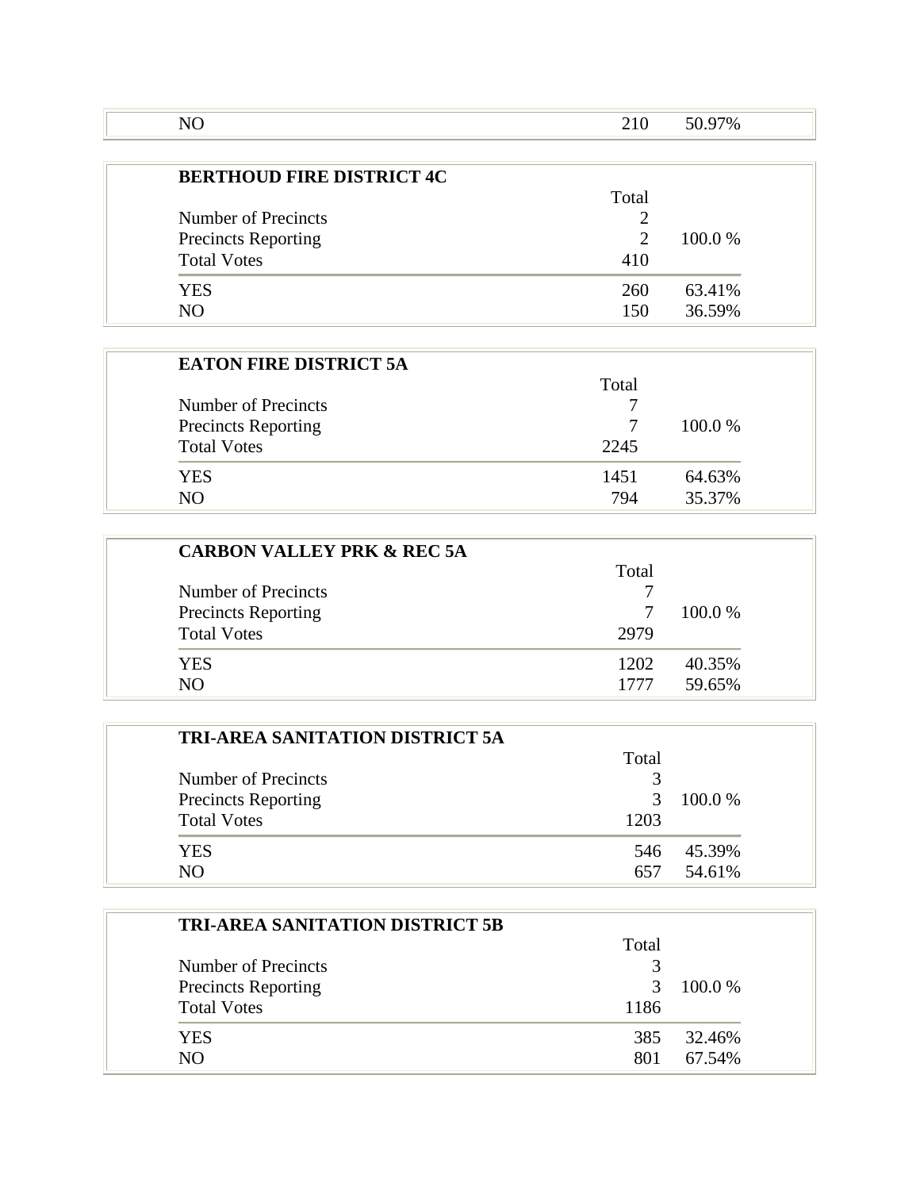| NO | 210 | 50.97% |
|---|---|---|

| BERTHOUD FIRE DISTRICT 4C | | |
|---|---|---|
| | Total | |
| Number of Precincts | 2 | |
| Precincts Reporting | 2 | 100.0 % |
| Total Votes | 410 | |
| YES | 260 | 63.41% |
| NO | 150 | 36.59% |

| EATON FIRE DISTRICT 5A | | |
|---|---|---|
| | Total | |
| Number of Precincts | 7 | |
| Precincts Reporting | 7 | 100.0 % |
| Total Votes | 2245 | |
| YES | 1451 | 64.63% |
| NO | 794 | 35.37% |

| CARBON VALLEY PRK & REC 5A | | |
|---|---|---|
| | Total | |
| Number of Precincts | 7 | |
| Precincts Reporting | 7 | 100.0 % |
| Total Votes | 2979 | |
| YES | 1202 | 40.35% |
| NO | 1777 | 59.65% |

| TRI-AREA SANITATION DISTRICT 5A | | |
|---|---|---|
| | Total | |
| Number of Precincts | 3 | |
| Precincts Reporting | 3 | 100.0 % |
| Total Votes | 1203 | |
| YES | 546 | 45.39% |
| NO | 657 | 54.61% |

| TRI-AREA SANITATION DISTRICT 5B | | |
|---|---|---|
| | Total | |
| Number of Precincts | 3 | |
| Precincts Reporting | 3 | 100.0 % |
| Total Votes | 1186 | |
| YES | 385 | 32.46% |
| NO | 801 | 67.54% |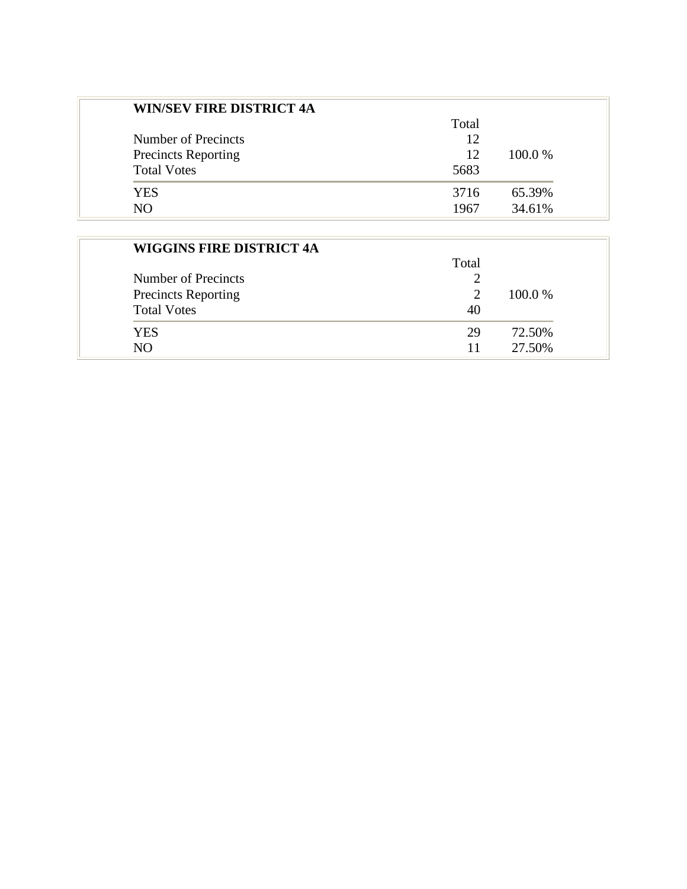**WIN/SEV FIRE DISTRICT 4A**

| | Total | |
|---|---|---|
| Number of Precincts | 12 | |
| Precincts Reporting | 12 | 100.0 % |
| Total Votes | 5683 | |
| YES | 3716 | 65.39% |
| NO | 1967 | 34.61% |

**WIGGINS FIRE DISTRICT 4A**

| | Total | |
|---|---|---|
| Number of Precincts | 2 | |
| Precincts Reporting | 2 | 100.0 % |
| Total Votes | 40 | |
| YES | 29 | 72.50% |
| NO | 11 | 27.50% |